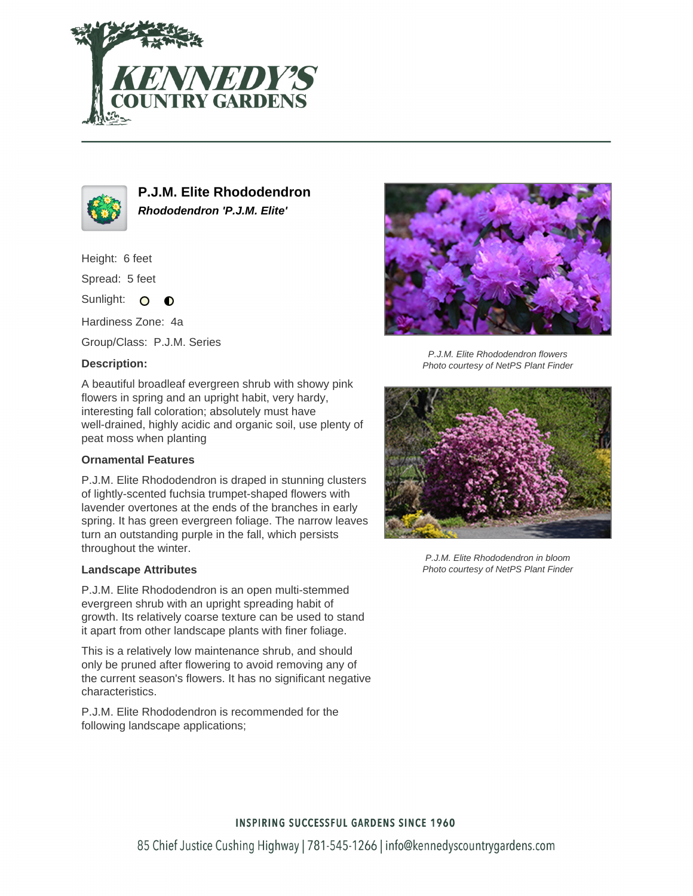# P.J.M. Elite Rhododendron

***Rhododendron 'P.J.M. Elite'***

Height: 6 feet

Spread: 5 feet

Sunlight:

Hardiness Zone: 4a

Group/Class: P.J.M. Series

**Description:**

A beautiful broadleaf evergreen shrub with showy pink flowers in spring and an upright habit, very hardy, interesting fall coloration; absolutely must have well-drained, highly acidic and organic soil, use plenty of peat moss when planting

**Ornamental Features**

P.J.M. Elite Rhododendron is draped in stunning clusters of lightly-scented fuchsia trumpet-shaped flowers with lavender overtones at the ends of the branches in early spring. It has green evergreen foliage. The narrow leaves turn an outstanding purple in the fall, which persists throughout the winter.

**Landscape Attributes**

P.J.M. Elite Rhododendron is an open multi-stemmed evergreen shrub with an upright spreading habit of growth. Its relatively coarse texture can be used to stand it apart from other landscape plants with finer foliage.

This is a relatively low maintenance shrub, and should only be pruned after flowering to avoid removing any of the current season's flowers. It has no significant negative characteristics.

P.J.M. Elite Rhododendron is recommended for the following landscape applications;

*P.J.M. Elite Rhododendron flowers*
*Photo courtesy of NetPS Plant Finder*

*P.J.M. Elite Rhododendron in bloom*
*Photo courtesy of NetPS Plant Finder*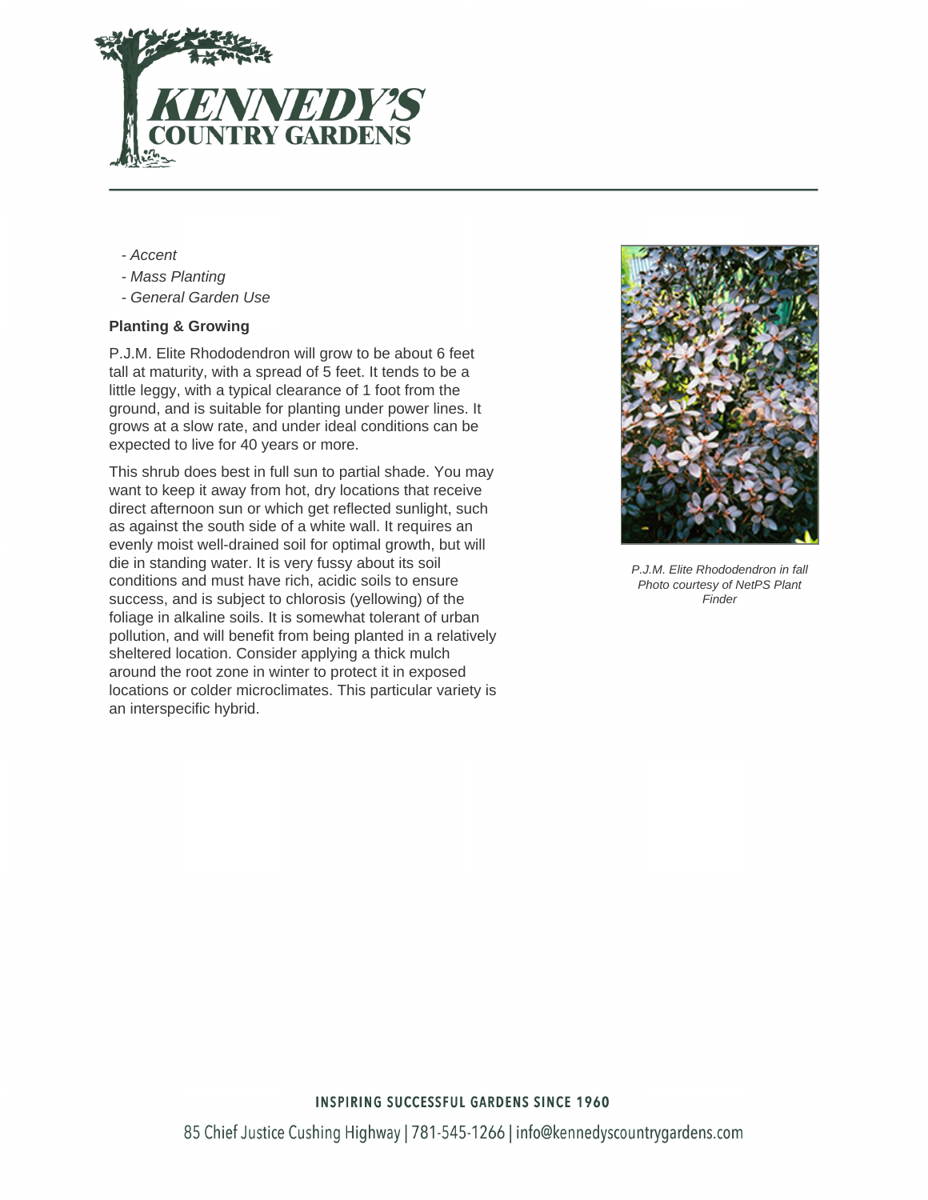- *Accent*
- *Mass Planting*
- *General Garden Use*

**Planting & Growing**

P.J.M. Elite Rhododendron will grow to be about 6 feet tall at maturity, with a spread of 5 feet. It tends to be a little leggy, with a typical clearance of 1 foot from the ground, and is suitable for planting under power lines. It grows at a slow rate, and under ideal conditions can be expected to live for 40 years or more.

This shrub does best in full sun to partial shade. You may want to keep it away from hot, dry locations that receive direct afternoon sun or which get reflected sunlight, such as against the south side of a white wall. It requires an evenly moist well-drained soil for optimal growth, but will die in standing water. It is very fussy about its soil conditions and must have rich, acidic soils to ensure success, and is subject to chlorosis (yellowing) of the foliage in alkaline soils. It is somewhat tolerant of urban pollution, and will benefit from being planted in a relatively sheltered location. Consider applying a thick mulch around the root zone in winter to protect it in exposed locations or colder microclimates. This particular variety is an interspecific hybrid.

*P.J.M. Elite Rhododendron in fall*
*Photo courtesy of NetPS Plant Finder*